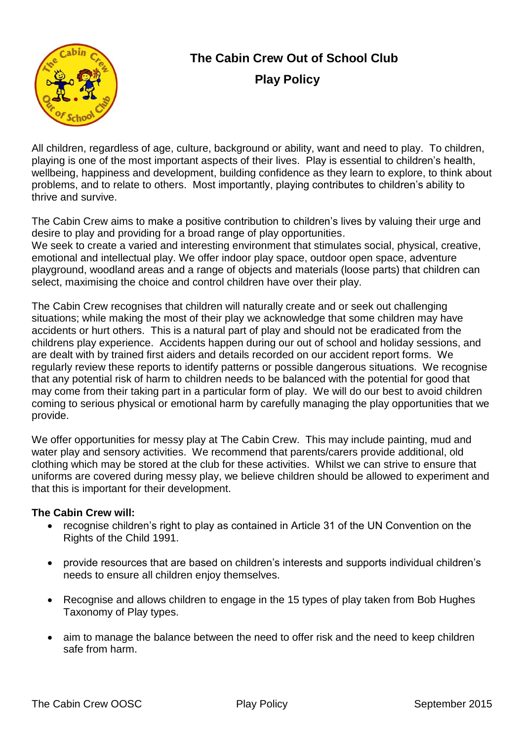# The Cabin Crew Out of School Club

## Play Policy

All children, regardless of age, culture, background or ability, want and need to play. To children, playing is one of the most important aspects of their lives. Play is essential to children's health, wellbeing, happiness and development, building confidence as they learn to explore, to think about problems, and to relate to others. Most importantly, playing contributes to children's ability to thrive and survive.

The Cabin Crew aims to make a positive contribution to children's lives by valuing their urge and desire to play and providing for a broad range of play opportunities.
We seek to create a varied and interesting environment that stimulates social, physical, creative, emotional and intellectual play. We offer indoor play space, outdoor open space, adventure playground, woodland areas and a range of objects and materials (loose parts) that children can select, maximising the choice and control children have over their play.

The Cabin Crew recognises that children will naturally create and or seek out challenging situations; while making the most of their play we acknowledge that some children may have accidents or hurt others. This is a natural part of play and should not be eradicated from the childrens play experience. Accidents happen during our out of school and holiday sessions, and are dealt with by trained first aiders and details recorded on our accident report forms. We regularly review these reports to identify patterns or possible dangerous situations. We recognise that any potential risk of harm to children needs to be balanced with the potential for good that may come from their taking part in a particular form of play. We will do our best to avoid children coming to serious physical or emotional harm by carefully managing the play opportunities that we provide.

We offer opportunities for messy play at The Cabin Crew. This may include painting, mud and water play and sensory activities. We recommend that parents/carers provide additional, old clothing which may be stored at the club for these activities. Whilst we can strive to ensure that uniforms are covered during messy play, we believe children should be allowed to experiment and that this is important for their development.

**The Cabin Crew will:**

- recognise children's right to play as contained in Article 31 of the UN Convention on the Rights of the Child 1991.
- provide resources that are based on children's interests and supports individual children's needs to ensure all children enjoy themselves.
- Recognise and allows children to engage in the 15 types of play taken from Bob Hughes Taxonomy of Play types.
- aim to manage the balance between the need to offer risk and the need to keep children safe from harm.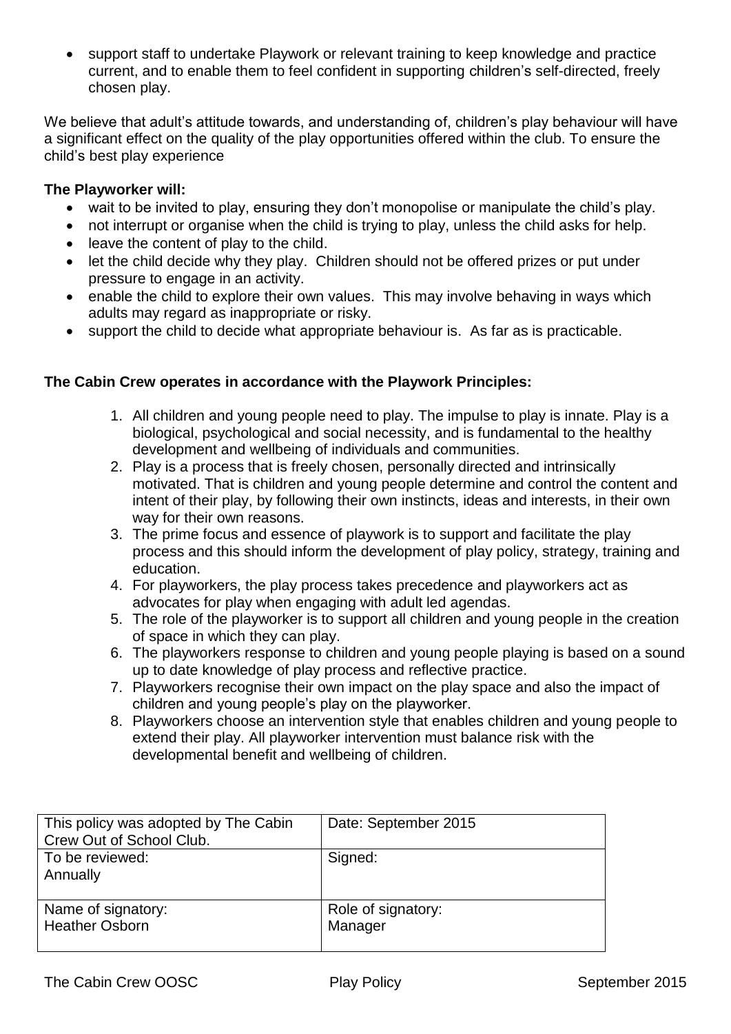- support staff to undertake Playwork or relevant training to keep knowledge and practice current, and to enable them to feel confident in supporting children's self-directed, freely chosen play.

We believe that adult's attitude towards, and understanding of, children's play behaviour will have a significant effect on the quality of the play opportunities offered within the club. To ensure the child's best play experience

**The Playworker will:**

- wait to be invited to play, ensuring they don't monopolise or manipulate the child's play.
- not interrupt or organise when the child is trying to play, unless the child asks for help.
- leave the content of play to the child.
- let the child decide why they play. Children should not be offered prizes or put under pressure to engage in an activity.
- enable the child to explore their own values. This may involve behaving in ways which adults may regard as inappropriate or risky.
- support the child to decide what appropriate behaviour is. As far as is practicable.

**The Cabin Crew operates in accordance with the Playwork Principles:**

1. All children and young people need to play. The impulse to play is innate. Play is a biological, psychological and social necessity, and is fundamental to the healthy development and wellbeing of individuals and communities.
2. Play is a process that is freely chosen, personally directed and intrinsically motivated. That is children and young people determine and control the content and intent of their play, by following their own instincts, ideas and interests, in their own way for their own reasons.
3. The prime focus and essence of playwork is to support and facilitate the play process and this should inform the development of play policy, strategy, training and education.
4. For playworkers, the play process takes precedence and playworkers act as advocates for play when engaging with adult led agendas.
5. The role of the playworker is to support all children and young people in the creation of space in which they can play.
6. The playworkers response to children and young people playing is based on a sound up to date knowledge of play process and reflective practice.
7. Playworkers recognise their own impact on the play space and also the impact of children and young people's play on the playworker.
8. Playworkers choose an intervention style that enables children and young people to extend their play. All playworker intervention must balance risk with the developmental benefit and wellbeing of children.

| | |
|---|---|
| This policy was adopted by The Cabin Crew Out of School Club. | Date: September 2015 |
| To be reviewed: Annually | Signed: |
| Name of signatory: Heather Osborn | Role of signatory: Manager |